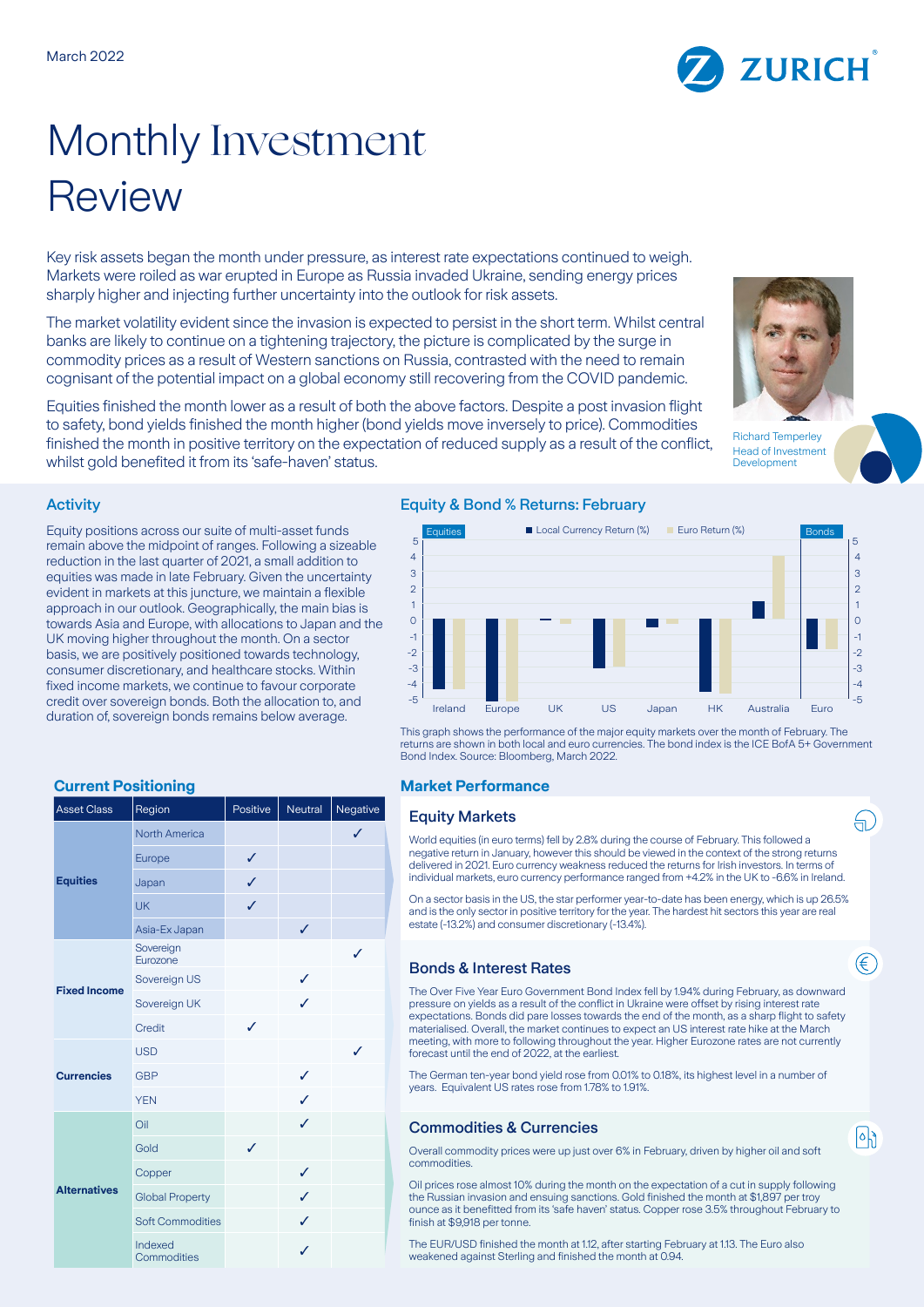March 2022

# Monthly Investment Review

Key risk assets began the month under pressure, as interest rate expectations continued to weigh. Markets were roiled as war erupted in Europe as Russia invaded Ukraine, sending energy prices sharply higher and injecting further uncertainty into the outlook for risk assets.

The market volatility evident since the invasion is expected to persist in the short term. Whilst central banks are likely to continue on a tightening trajectory, the picture is complicated by the surge in commodity prices as a result of Western sanctions on Russia, contrasted with the need to remain cognisant of the potential impact on a global economy still recovering from the COVID pandemic.

Equities finished the month lower as a result of both the above factors. Despite a post invasion flight to safety, bond yields finished the month higher (bond yields move inversely to price). Commodities finished the month in positive territory on the expectation of reduced supply as a result of the conflict, whilst gold benefited it from its 'safe-haven' status.

Richard Temperley
Head of Investment Development

## Activity

Equity positions across our suite of multi-asset funds remain above the midpoint of ranges. Following a sizeable reduction in the last quarter of 2021, a small addition to equities was made in late February. Given the uncertainty evident in markets at this juncture, we maintain a flexible approach in our outlook. Geographically, the main bias is towards Asia and Europe, with allocations to Japan and the UK moving higher throughout the month. On a sector basis, we are positively positioned towards technology, consumer discretionary, and healthcare stocks. Within fixed income markets, we continue to favour corporate credit over sovereign bonds. Both the allocation to, and duration of, sovereign bonds remains below average.

## Equity & Bond % Returns: February

This graph shows the performance of the major equity markets over the month of February. The returns are shown in both local and euro currencies. The bond index is the ICE BofA 5+ Government Bond Index. Source: Bloomberg, March 2022.

## Current Positioning

| Asset Class | Region | Positive | Neutral | Negative |
|---|---|---|---|---|
| Equities | North America | | | ✓ |
| | Europe | ✓ | | |
| | Japan | ✓ | | |
| | UK | ✓ | | |
| | Asia-Ex Japan | | ✓ | |
| Fixed Income | Sovereign Eurozone | | | ✓ |
| | Sovereign US | | ✓ | |
| | Sovereign UK | | ✓ | |
| | Credit | ✓ | | |
| Currencies | USD | | | ✓ |
| | GBP | | ✓ | |
| | YEN | | ✓ | |
| Alternatives | Oil | | ✓ | |
| | Gold | ✓ | | |
| | Copper | | ✓ | |
| | Global Property | | ✓ | |
| | Soft Commodities | | ✓ | |
| | Indexed Commodities | | ✓ | |

## Market Performance

### Equity Markets

World equities (in euro terms) fell by 2.8% during the course of February. This followed a negative return in January, however this should be viewed in the context of the strong returns delivered in 2021. Euro currency weakness reduced the returns for Irish investors. In terms of individual markets, euro currency performance ranged from +4.2% in the UK to -6.6% in Ireland.

On a sector basis in the US, the star performer year-to-date has been energy, which is up 26.5% and is the only sector in positive territory for the year. The hardest hit sectors this year are real estate (-13.2%) and consumer discretionary (-13.4%).

### Bonds & Interest Rates

The Over Five Year Euro Government Bond Index fell by 1.94% during February, as downward pressure on yields as a result of the conflict in Ukraine were offset by rising interest rate expectations. Bonds did pare losses towards the end of the month, as a sharp flight to safety materialised. Overall, the market continues to expect an US interest rate hike at the March meeting, with more to following throughout the year. Higher Eurozone rates are not currently forecast until the end of 2022, at the earliest.

The German ten-year bond yield rose from 0.01% to 0.18%, its highest level in a number of years. Equivalent US rates rose from 1.78% to 1.91%.

### Commodities & Currencies

Overall commodity prices were up just over 6% in February, driven by higher oil and soft commodities.

Oil prices rose almost 10% during the month on the expectation of a cut in supply following the Russian invasion and ensuing sanctions. Gold finished the month at $1,897 per troy ounce as it benefitted from its 'safe haven' status. Copper rose 3.5% throughout February to finish at $9,918 per tonne.

The EUR/USD finished the month at 1.12, after starting February at 1.13. The Euro also weakened against Sterling and finished the month at 0.94.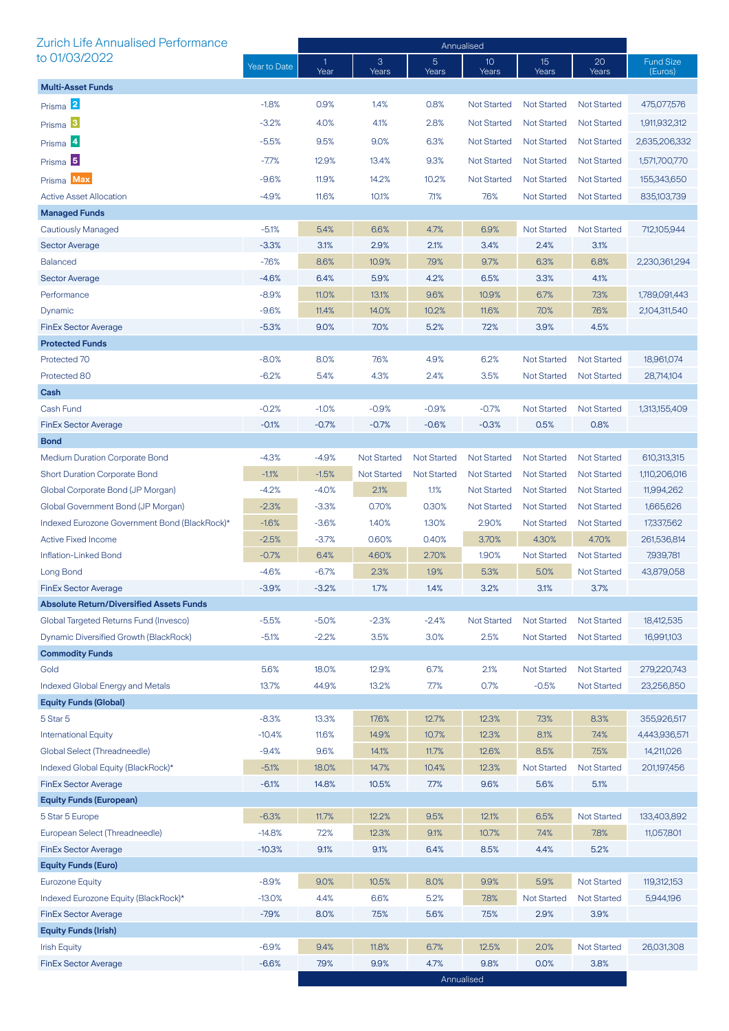## Zurich Life Annualised Performance to 01/03/2022

| | Year to Date | Annualised 1 Year | 3 Years | 5 Years | 10 Years | 15 Years | 20 Years | Fund Size (Euros) |
|---|---|---|---|---|---|---|---|---|
| **Multi-Asset Funds** | | | | | | | | |
| Prisma 2 | -1.8% | 0.9% | 1.4% | 0.8% | Not Started | Not Started | Not Started | 475,077,576 |
| Prisma 3 | -3.2% | 4.0% | 4.1% | 2.8% | Not Started | Not Started | Not Started | 1,911,932,312 |
| Prisma 4 | -5.5% | 9.5% | 9.0% | 6.3% | Not Started | Not Started | Not Started | 2,635,206,332 |
| Prisma 5 | -7.7% | 12.9% | 13.4% | 9.3% | Not Started | Not Started | Not Started | 1,571,700,770 |
| Prisma Max | -9.6% | 11.9% | 14.2% | 10.2% | Not Started | Not Started | Not Started | 155,343,650 |
| Active Asset Allocation | -4.9% | 11.6% | 10.1% | 7.1% | 7.6% | Not Started | Not Started | 835,103,739 |
| **Managed Funds** | | | | | | | | |
| Cautiously Managed | -5.1% | 5.4% | 6.6% | 4.7% | 6.9% | Not Started | Not Started | 712,105,944 |
| Sector Average | -3.3% | 3.1% | 2.9% | 2.1% | 3.4% | 2.4% | 3.1% | |
| Balanced | -7.6% | 8.6% | 10.9% | 7.9% | 9.7% | 6.3% | 6.8% | 2,230,361,294 |
| Sector Average | -4.6% | 6.4% | 5.9% | 4.2% | 6.5% | 3.3% | 4.1% | |
| Performance | -8.9% | 11.0% | 13.1% | 9.6% | 10.9% | 6.7% | 7.3% | 1,789,091,443 |
| Dynamic | -9.6% | 11.4% | 14.0% | 10.2% | 11.6% | 7.0% | 7.6% | 2,104,311,540 |
| FinEx Sector Average | -5.3% | 9.0% | 7.0% | 5.2% | 7.2% | 3.9% | 4.5% | |
| **Protected Funds** | | | | | | | | |
| Protected 70 | -8.0% | 8.0% | 7.6% | 4.9% | 6.2% | Not Started | Not Started | 18,961,074 |
| Protected 80 | -6.2% | 5.4% | 4.3% | 2.4% | 3.5% | Not Started | Not Started | 28,714,104 |
| **Cash** | | | | | | | | |
| Cash Fund | -0.2% | -1.0% | -0.9% | -0.9% | -0.7% | Not Started | Not Started | 1,313,155,409 |
| FinEx Sector Average | -0.1% | -0.7% | -0.7% | -0.6% | -0.3% | 0.5% | 0.8% | |
| **Bond** | | | | | | | | |
| Medium Duration Corporate Bond | -4.3% | -4.9% | Not Started | Not Started | Not Started | Not Started | Not Started | 610,313,315 |
| Short Duration Corporate Bond | -1.1% | -1.5% | Not Started | Not Started | Not Started | Not Started | Not Started | 1,110,206,016 |
| Global Corporate Bond (JP Morgan) | -4.2% | -4.0% | 2.1% | 1.1% | Not Started | Not Started | Not Started | 11,994,262 |
| Global Government Bond (JP Morgan) | -2.3% | -3.3% | 0.70% | 0.30% | Not Started | Not Started | Not Started | 1,665,626 |
| Indexed Eurozone Government Bond (BlackRock)* | -1.6% | -3.6% | 1.40% | 1.30% | 2.90% | Not Started | Not Started | 17,337,562 |
| Active Fixed Income | -2.5% | -3.7% | 0.60% | 0.40% | 3.70% | 4.30% | 4.70% | 261,536,814 |
| Inflation-Linked Bond | -0.7% | 6.4% | 4.60% | 2.70% | 1.90% | Not Started | Not Started | 7,939,781 |
| Long Bond | -4.6% | -6.7% | 2.3% | 1.9% | 5.3% | 5.0% | Not Started | 43,879,058 |
| FinEx Sector Average | -3.9% | -3.2% | 1.7% | 1.4% | 3.2% | 3.1% | 3.7% | |
| **Absolute Return/Diversified Assets Funds** | | | | | | | | |
| Global Targeted Returns Fund (Invesco) | -5.5% | -5.0% | -2.3% | -2.4% | Not Started | Not Started | Not Started | 18,412,535 |
| Dynamic Diversified Growth (BlackRock) | -5.1% | -2.2% | 3.5% | 3.0% | 2.5% | Not Started | Not Started | 16,991,103 |
| **Commodity Funds** | | | | | | | | |
| Gold | 5.6% | 18.0% | 12.9% | 6.7% | 2.1% | Not Started | Not Started | 279,220,743 |
| Indexed Global Energy and Metals | 13.7% | 44.9% | 13.2% | 7.7% | 0.7% | -0.5% | Not Started | 23,256,850 |
| **Equity Funds (Global)** | | | | | | | | |
| 5 Star 5 | -8.3% | 13.3% | 17.6% | 12.7% | 12.3% | 7.3% | 8.3% | 355,926,517 |
| International Equity | -10.4% | 11.6% | 14.9% | 10.7% | 12.3% | 8.1% | 7.4% | 4,443,936,571 |
| Global Select (Threadneedle) | -9.4% | 9.6% | 14.1% | 11.7% | 12.6% | 8.5% | 7.5% | 14,211,026 |
| Indexed Global Equity (BlackRock)* | -5.1% | 18.0% | 14.7% | 10.4% | 12.3% | Not Started | Not Started | 201,197,456 |
| FinEx Sector Average | -6.1% | 14.8% | 10.5% | 7.7% | 9.6% | 5.6% | 5.1% | |
| **Equity Funds (European)** | | | | | | | | |
| 5 Star 5 Europe | -6.3% | 11.7% | 12.2% | 9.5% | 12.1% | 6.5% | Not Started | 133,403,892 |
| European Select (Threadneedle) | -14.8% | 7.2% | 12.3% | 9.1% | 10.7% | 7.4% | 7.8% | 11,057,801 |
| FinEx Sector Average | -10.3% | 9.1% | 9.1% | 6.4% | 8.5% | 4.4% | 5.2% | |
| **Equity Funds (Euro)** | | | | | | | | |
| Eurozone Equity | -8.9% | 9.0% | 10.5% | 8.0% | 9.9% | 5.9% | Not Started | 119,312,153 |
| Indexed Eurozone Equity (BlackRock)* | -13.0% | 4.4% | 6.6% | 5.2% | 7.8% | Not Started | Not Started | 5,944,196 |
| FinEx Sector Average | -7.9% | 8.0% | 7.5% | 5.6% | 7.5% | 2.9% | 3.9% | |
| **Equity Funds (Irish)** | | | | | | | | |
| Irish Equity | -6.9% | 9.4% | 11.8% | 6.7% | 12.5% | 2.0% | Not Started | 26,031,308 |
| FinEx Sector Average | -6.6% | 7.9% | 9.9% | 4.7% | 9.8% | 0.0% | 3.8% | |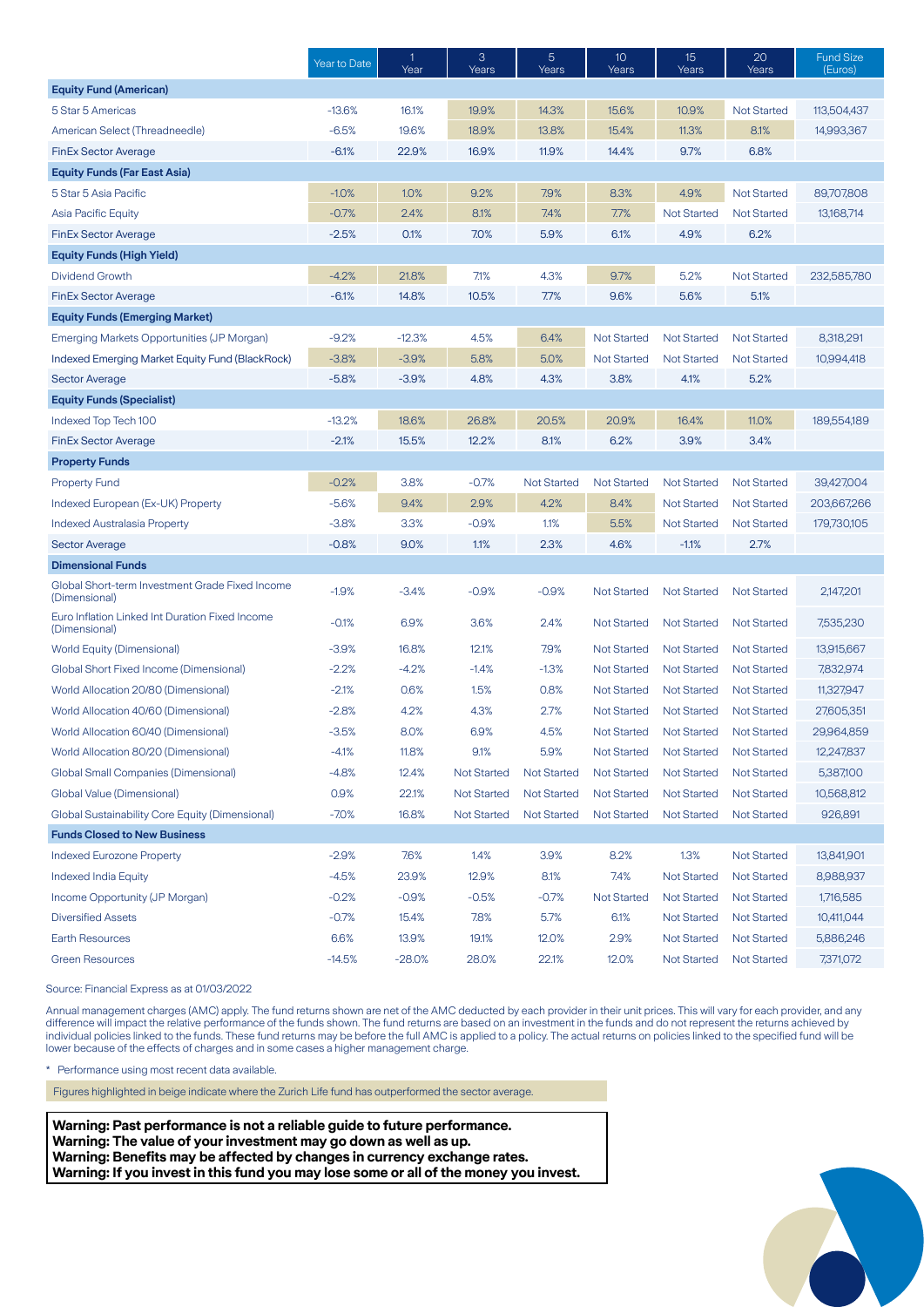| | Year to Date | 1 Year | 3 Years | 5 Years | 10 Years | 15 Years | 20 Years | Fund Size (Euros) |
|---|---|---|---|---|---|---|---|---|
| **Equity Fund (American)** | | | | | | | | |
| 5 Star 5 Americas | -13.6% | 16.1% | 19.9% | 14.3% | 15.6% | 10.9% | Not Started | 113,504,437 |
| American Select (Threadneedle) | -6.5% | 19.6% | 18.9% | 13.8% | 15.4% | 11.3% | 8.1% | 14,993,367 |
| FinEx Sector Average | -6.1% | 22.9% | 16.9% | 11.9% | 14.4% | 9.7% | 6.8% | |
| **Equity Funds (Far East Asia)** | | | | | | | | |
| 5 Star 5 Asia Pacific | -1.0% | 1.0% | 9.2% | 7.9% | 8.3% | 4.9% | Not Started | 89,707,808 |
| Asia Pacific Equity | -0.7% | 2.4% | 8.1% | 7.4% | 7.7% | Not Started | Not Started | 13,168,714 |
| FinEx Sector Average | -2.5% | 0.1% | 7.0% | 5.9% | 6.1% | 4.9% | 6.2% | |
| **Equity Funds (High Yield)** | | | | | | | | |
| Dividend Growth | -4.2% | 21.8% | 7.1% | 4.3% | 9.7% | 5.2% | Not Started | 232,585,780 |
| FinEx Sector Average | -6.1% | 14.8% | 10.5% | 7.7% | 9.6% | 5.6% | 5.1% | |
| **Equity Funds (Emerging Market)** | | | | | | | | |
| Emerging Markets Opportunities (JP Morgan) | -9.2% | -12.3% | 4.5% | 6.4% | Not Started | Not Started | Not Started | 8,318,291 |
| Indexed Emerging Market Equity Fund (BlackRock) | -3.8% | -3.9% | 5.8% | 5.0% | Not Started | Not Started | Not Started | 10,994,418 |
| Sector Average | -5.8% | -3.9% | 4.8% | 4.3% | 3.8% | 4.1% | 5.2% | |
| **Equity Funds (Specialist)** | | | | | | | | |
| Indexed Top Tech 100 | -13.2% | 18.6% | 26.8% | 20.5% | 20.9% | 16.4% | 11.0% | 189,554,189 |
| FinEx Sector Average | -2.1% | 15.5% | 12.2% | 8.1% | 6.2% | 3.9% | 3.4% | |
| **Property Funds** | | | | | | | | |
| Property Fund | -0.2% | 3.8% | -0.7% | Not Started | Not Started | Not Started | Not Started | 39,427,004 |
| Indexed European (Ex-UK) Property | -5.6% | 9.4% | 2.9% | 4.2% | 8.4% | Not Started | Not Started | 203,667,266 |
| Indexed Australasia Property | -3.8% | 3.3% | -0.9% | 1.1% | 5.5% | Not Started | Not Started | 179,730,105 |
| Sector Average | -0.8% | 9.0% | 1.1% | 2.3% | 4.6% | -1.1% | 2.7% | |
| **Dimensional Funds** | | | | | | | | |
| Global Short-term Investment Grade Fixed Income (Dimensional) | -1.9% | -3.4% | -0.9% | -0.9% | Not Started | Not Started | Not Started | 2,147,201 |
| Euro Inflation Linked Int Duration Fixed Income (Dimensional) | -0.1% | 6.9% | 3.6% | 2.4% | Not Started | Not Started | Not Started | 7,535,230 |
| World Equity (Dimensional) | -3.9% | 16.8% | 12.1% | 7.9% | Not Started | Not Started | Not Started | 13,915,667 |
| Global Short Fixed Income (Dimensional) | -2.2% | -4.2% | -1.4% | -1.3% | Not Started | Not Started | Not Started | 7,832,974 |
| World Allocation 20/80 (Dimensional) | -2.1% | 0.6% | 1.5% | 0.8% | Not Started | Not Started | Not Started | 11,327,947 |
| World Allocation 40/60 (Dimensional) | -2.8% | 4.2% | 4.3% | 2.7% | Not Started | Not Started | Not Started | 27,605,351 |
| World Allocation 60/40 (Dimensional) | -3.5% | 8.0% | 6.9% | 4.5% | Not Started | Not Started | Not Started | 29,964,859 |
| World Allocation 80/20 (Dimensional) | -4.1% | 11.8% | 9.1% | 5.9% | Not Started | Not Started | Not Started | 12,247,837 |
| Global Small Companies (Dimensional) | -4.8% | 12.4% | Not Started | Not Started | Not Started | Not Started | Not Started | 5,387,100 |
| Global Value (Dimensional) | 0.9% | 22.1% | Not Started | Not Started | Not Started | Not Started | Not Started | 10,568,812 |
| Global Sustainability Core Equity (Dimensional) | -7.0% | 16.8% | Not Started | Not Started | Not Started | Not Started | Not Started | 926,891 |
| **Funds Closed to New Business** | | | | | | | | |
| Indexed Eurozone Property | -2.9% | 7.6% | 1.4% | 3.9% | 8.2% | 1.3% | Not Started | 13,841,901 |
| Indexed India Equity | -4.5% | 23.9% | 12.9% | 8.1% | 7.4% | Not Started | Not Started | 8,988,937 |
| Income Opportunity (JP Morgan) | -0.2% | -0.9% | -0.5% | -0.7% | Not Started | Not Started | Not Started | 1,716,585 |
| Diversified Assets | -0.7% | 15.4% | 7.8% | 5.7% | 6.1% | Not Started | Not Started | 10,411,044 |
| Earth Resources | 6.6% | 13.9% | 19.1% | 12.0% | 2.9% | Not Started | Not Started | 5,886,246 |
| Green Resources | -14.5% | -28.0% | 28.0% | 22.1% | 12.0% | Not Started | Not Started | 7,371,072 |

Source: Financial Express as at 01/03/2022

Annual management charges (AMC) apply. The fund returns shown are net of the AMC deducted by each provider in their unit prices. This will vary for each provider, and any difference will impact the relative performance of the funds shown. The fund returns are based on an investment in the funds and do not represent the returns achieved by individual policies linked to the funds. These fund returns may be before the full AMC is applied to a policy. The actual returns on policies linked to the specified fund will be lower because of the effects of charges and in some cases a higher management charge.

* Performance using most recent data available.

Figures highlighted in beige indicate where the Zurich Life fund has outperformed the sector average.

**Warning: Past performance is not a reliable guide to future performance.**
**Warning: The value of your investment may go down as well as up.**
**Warning: Benefits may be affected by changes in currency exchange rates.**
**Warning: If you invest in this fund you may lose some or all of the money you invest.**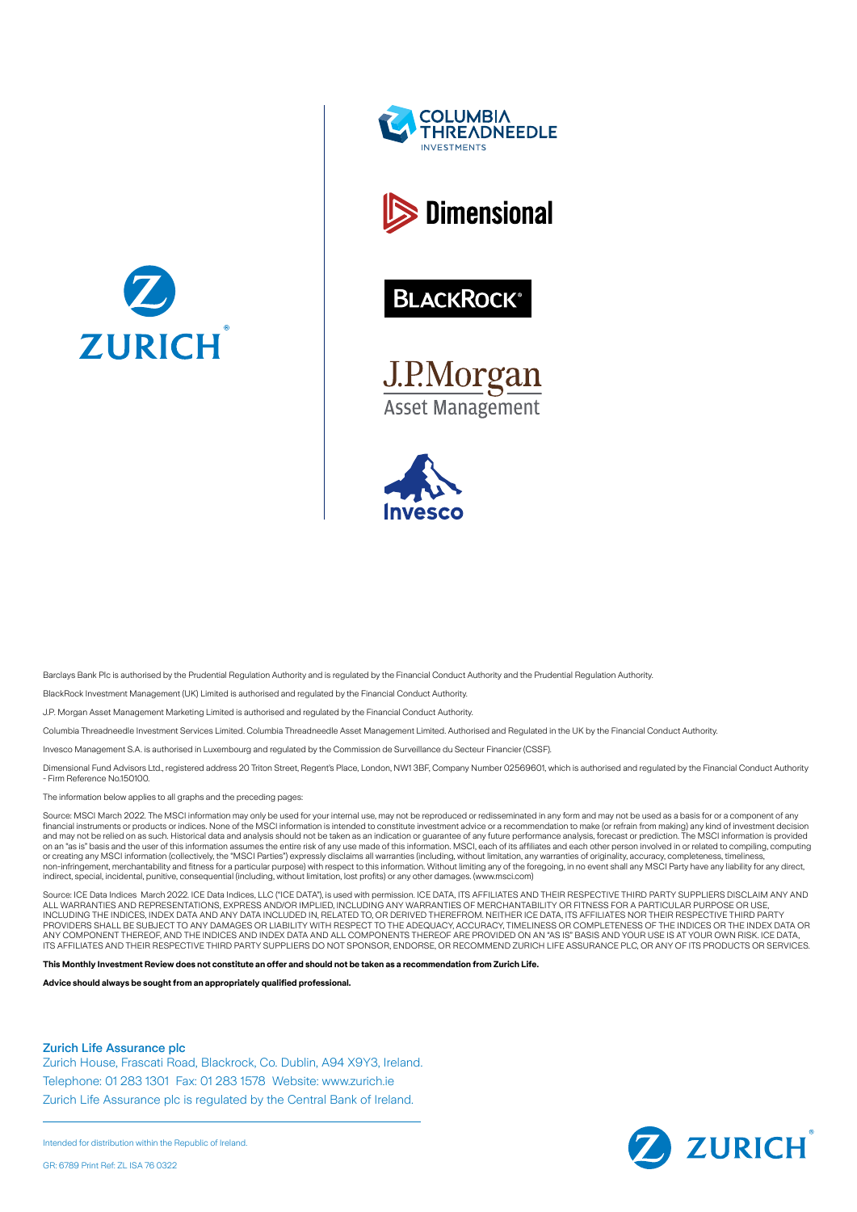Barclays Bank Plc is authorised by the Prudential Regulation Authority and is regulated by the Financial Conduct Authority and the Prudential Regulation Authority.

BlackRock Investment Management (UK) Limited is authorised and regulated by the Financial Conduct Authority.

J.P. Morgan Asset Management Marketing Limited is authorised and regulated by the Financial Conduct Authority.

Columbia Threadneedle Investment Services Limited. Columbia Threadneedle Asset Management Limited. Authorised and Regulated in the UK by the Financial Conduct Authority.

Invesco Management S.A. is authorised in Luxembourg and regulated by the Commission de Surveillance du Secteur Financier (CSSF).

Dimensional Fund Advisors Ltd., registered address 20 Triton Street, Regent's Place, London, NW1 3BF, Company Number 02569601, which is authorised and regulated by the Financial Conduct Authority – Firm Reference No.150100.

The information below applies to all graphs and the preceding pages:

Source: MSCI March 2022. The MSCI information may only be used for your internal use, may not be reproduced or redisseminated in any form and may not be used as a basis for or a component of any financial instruments or products or indices. None of the MSCI information is intended to constitute investment advice or a recommendation to make (or refrain from making) any kind of investment decision and may not be relied on as such. Historical data and analysis should not be taken as an indication or guarantee of any future performance analysis, forecast or prediction. The MSCI information is provided on an "as is" basis and the user of this information assumes the entire risk of any use made of this information. MSCI, each of its affiliates and each other person involved in or related to compiling, computing or creating any MSCI information (collectively, the "MSCI Parties") expressly disclaims all warranties (including, without limitation, any warranties of originality, accuracy, completeness, timeliness, non-infringement, merchantability and fitness for a particular purpose) with respect to this information. Without limiting any of the foregoing, in no event shall any MSCI Party have any liability for any direct, indirect, special, incidental, punitive, consequential (including, without limitation, lost profits) or any other damages. (www.msci.com)

Source: ICE Data Indices March 2022. ICE Data Indices, LLC ("ICE DATA"), is used with permission. ICE DATA, ITS AFFILIATES AND THEIR RESPECTIVE THIRD PARTY SUPPLIERS DISCLAIM ANY AND ALL WARRANTIES AND REPRESENTATIONS, EXPRESS AND/OR IMPLIED, INCLUDING ANY WARRANTIES OF MERCHANTABILITY OR FITNESS FOR A PARTICULAR PURPOSE OR USE, INCLUDING THE INDICES, INDEX DATA AND ANY DATA INCLUDED IN, RELATED TO, OR DERIVED THEREFROM. NEITHER ICE DATA, ITS AFFILIATES NOR THEIR RESPECTIVE THIRD PARTY PROVIDERS SHALL BE SUBJECT TO ANY DAMAGES OR LIABILITY WITH RESPECT TO THE ADEQUACY, ACCURACY, TIMELINESS OR COMPLETENESS OF THE INDICES OR THE INDEX DATA OR ANY COMPONENT THEREOF, AND THE INDICES AND INDEX DATA AND ALL COMPONENTS THEREOF ARE PROVIDED ON AN "AS IS" BASIS AND YOUR USE IS AT YOUR OWN RISK. ICE DATA, ITS AFFILIATES AND THEIR RESPECTIVE THIRD PARTY SUPPLIERS DO NOT SPONSOR, ENDORSE, OR RECOMMEND ZURICH LIFE ASSURANCE PLC, OR ANY OF ITS PRODUCTS OR SERVICES.

**This Monthly Investment Review does not constitute an offer and should not be taken as a recommendation from Zurich Life.**

**Advice should always be sought from an appropriately qualified professional.**

**Zurich Life Assurance plc**

Zurich House, Frascati Road, Blackrock, Co. Dublin, A94 X9Y3, Ireland.

Telephone: 01 283 1301 Fax: 01 283 1578 Website: www.zurich.ie

Zurich Life Assurance plc is regulated by the Central Bank of Ireland.

Intended for distribution within the Republic of Ireland.

GR: 6789 Print Ref: ZL ISA 76 0322